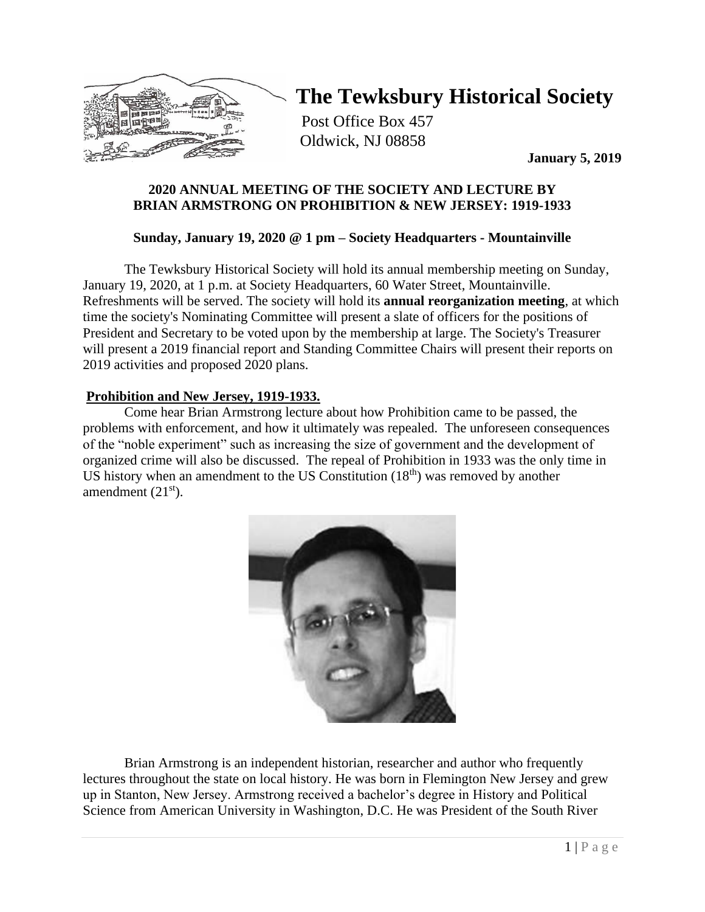# The Tewksbury Historical Society

Post Office Box 457
Oldwick, NJ 08858

**January 5, 2019**

**2020 ANNUAL MEETING OF THE SOCIETY AND LECTURE BY BRIAN ARMSTRONG ON PROHIBITION & NEW JERSEY: 1919-1933**

**Sunday, January 19, 2020 @ 1 pm – Society Headquarters - Mountainville**

The Tewksbury Historical Society will hold its annual membership meeting on Sunday, January 19, 2020, at 1 p.m. at Society Headquarters, 60 Water Street, Mountainville. Refreshments will be served. The society will hold its **annual reorganization meeting**, at which time the society's Nominating Committee will present a slate of officers for the positions of President and Secretary to be voted upon by the membership at large. The Society's Treasurer will present a 2019 financial report and Standing Committee Chairs will present their reports on 2019 activities and proposed 2020 plans.

**Prohibition and New Jersey, 1919-1933.**

Come hear Brian Armstrong lecture about how Prohibition came to be passed, the problems with enforcement, and how it ultimately was repealed. The unforeseen consequences of the "noble experiment" such as increasing the size of government and the development of organized crime will also be discussed. The repeal of Prohibition in 1933 was the only time in US history when an amendment to the US Constitution (18th) was removed by another amendment (21st).

Brian Armstrong is an independent historian, researcher and author who frequently lectures throughout the state on local history. He was born in Flemington New Jersey and grew up in Stanton, New Jersey. Armstrong received a bachelor's degree in History and Political Science from American University in Washington, D.C. He was President of the South River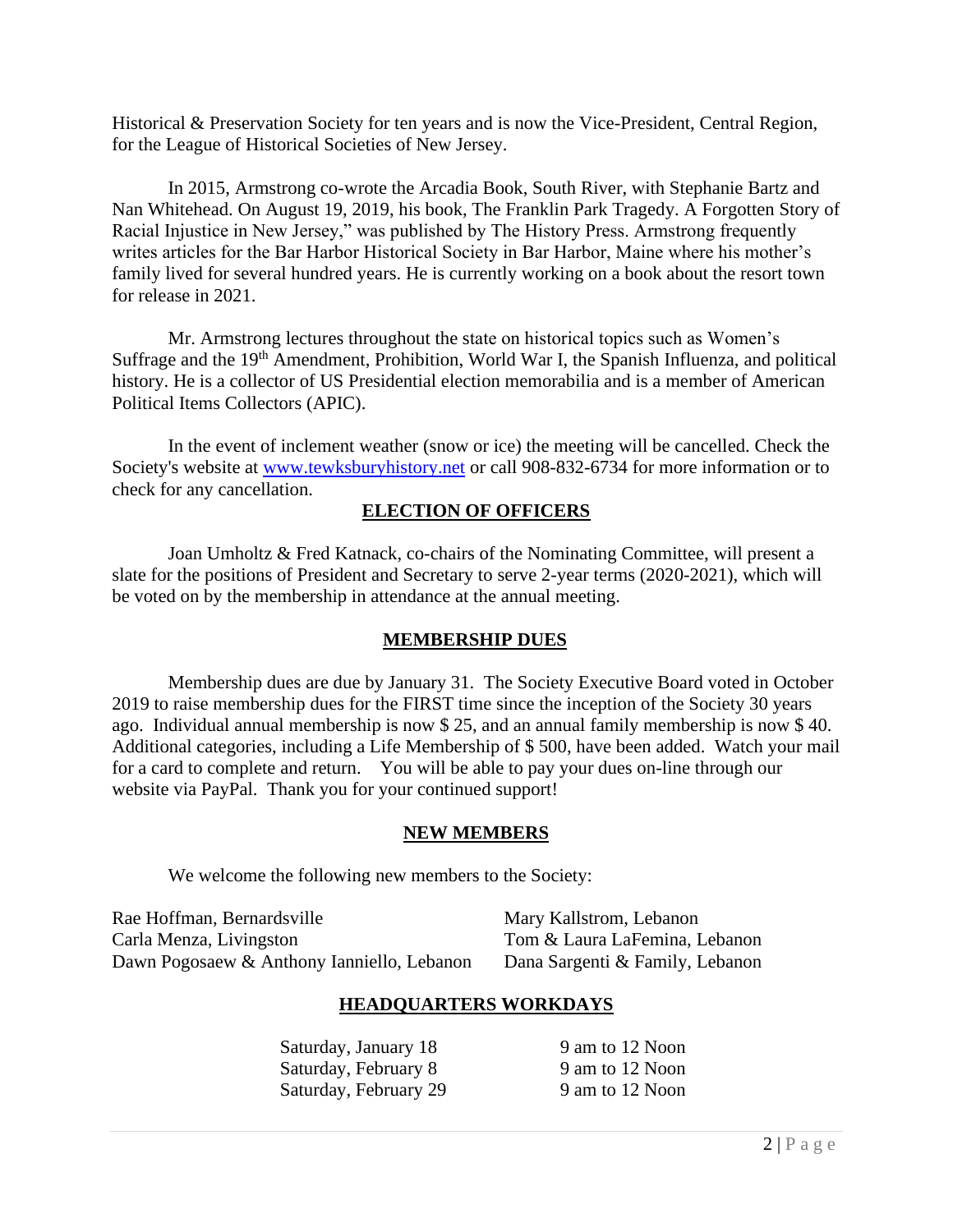Historical & Preservation Society for ten years and is now the Vice-President, Central Region, for the League of Historical Societies of New Jersey.

In 2015, Armstrong co-wrote the Arcadia Book, South River, with Stephanie Bartz and Nan Whitehead. On August 19, 2019, his book, The Franklin Park Tragedy. A Forgotten Story of Racial Injustice in New Jersey," was published by The History Press. Armstrong frequently writes articles for the Bar Harbor Historical Society in Bar Harbor, Maine where his mother's family lived for several hundred years. He is currently working on a book about the resort town for release in 2021.

Mr. Armstrong lectures throughout the state on historical topics such as Women's Suffrage and the 19th Amendment, Prohibition, World War I, the Spanish Influenza, and political history. He is a collector of US Presidential election memorabilia and is a member of American Political Items Collectors (APIC).

In the event of inclement weather (snow or ice) the meeting will be cancelled. Check the Society's website at [www.tewksburyhistory.net](http://www.tewksburyhistory.net) or call 908-832-6734 for more information or to check for any cancellation.

## ELECTION OF OFFICERS

Joan Umholtz & Fred Katnack, co-chairs of the Nominating Committee, will present a slate for the positions of President and Secretary to serve 2-year terms (2020-2021), which will be voted on by the membership in attendance at the annual meeting.

## MEMBERSHIP DUES

Membership dues are due by January 31. The Society Executive Board voted in October 2019 to raise membership dues for the FIRST time since the inception of the Society 30 years ago. Individual annual membership is now $ 25, and an annual family membership is now $ 40. Additional categories, including a Life Membership of $ 500, have been added. Watch your mail for a card to complete and return. You will be able to pay your dues on-line through our website via PayPal. Thank you for your continued support!

## NEW MEMBERS

We welcome the following new members to the Society:

- Rae Hoffman, Bernardsville
- Carla Menza, Livingston
- Dawn Pogosaew & Anthony Ianniello, Lebanon
- Mary Kallstrom, Lebanon
- Tom & Laura LaFemina, Lebanon
- Dana Sargenti & Family, Lebanon

## HEADQUARTERS WORKDAYS

| | |
|---|---|
| Saturday, January 18 | 9 am to 12 Noon |
| Saturday, February 8 | 9 am to 12 Noon |
| Saturday, February 29 | 9 am to 12 Noon |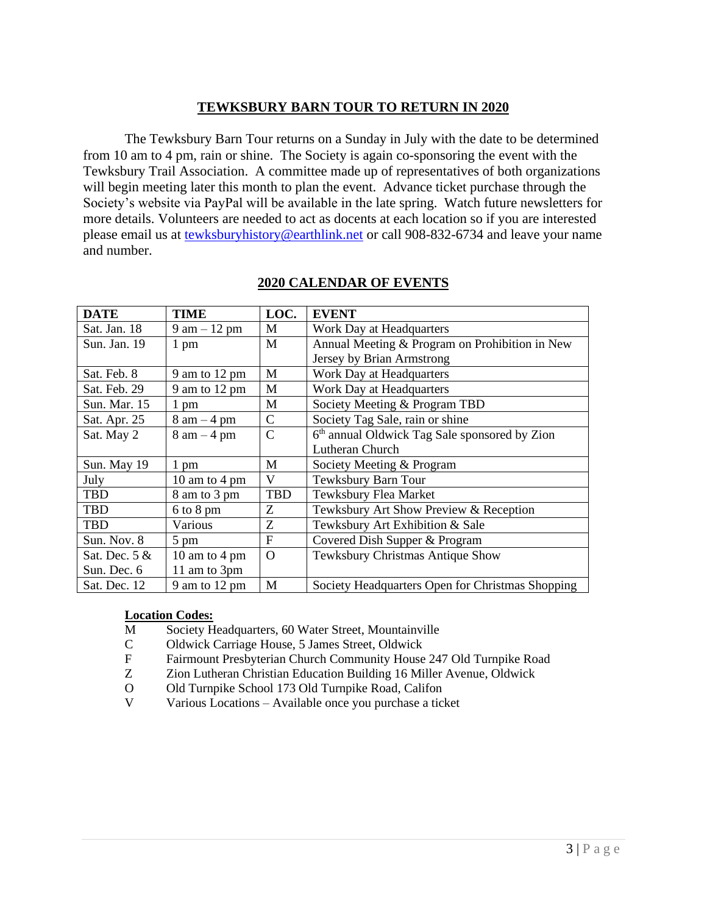## TEWKSBURY BARN TOUR TO RETURN IN 2020

The Tewksbury Barn Tour returns on a Sunday in July with the date to be determined from 10 am to 4 pm, rain or shine. The Society is again co-sponsoring the event with the Tewksbury Trail Association. A committee made up of representatives of both organizations will begin meeting later this month to plan the event. Advance ticket purchase through the Society's website via PayPal will be available in the late spring. Watch future newsletters for more details. Volunteers are needed to act as docents at each location so if you are interested please email us at tewksburyhistory@earthlink.net or call 908-832-6734 and leave your name and number.

## 2020 CALENDAR OF EVENTS

| DATE | TIME | LOC. | EVENT |
|---|---|---|---|
| Sat. Jan. 18 | 9 am – 12 pm | M | Work Day at Headquarters |
| Sun. Jan. 19 | 1 pm | M | Annual Meeting & Program on Prohibition in New Jersey by Brian Armstrong |
| Sat. Feb. 8 | 9 am to 12 pm | M | Work Day at Headquarters |
| Sat. Feb. 29 | 9 am to 12 pm | M | Work Day at Headquarters |
| Sun. Mar. 15 | 1 pm | M | Society Meeting & Program TBD |
| Sat. Apr. 25 | 8 am – 4 pm | C | Society Tag Sale, rain or shine |
| Sat. May 2 | 8 am – 4 pm | C | 6th annual Oldwick Tag Sale sponsored by Zion Lutheran Church |
| Sun. May 19 | 1 pm | M | Society Meeting & Program |
| July | 10 am to 4 pm | V | Tewksbury Barn Tour |
| TBD | 8 am to 3 pm | TBD | Tewksbury Flea Market |
| TBD | 6 to 8 pm | Z | Tewksbury Art Show Preview & Reception |
| TBD | Various | Z | Tewksbury Art Exhibition & Sale |
| Sun. Nov. 8 | 5 pm | F | Covered Dish Supper & Program |
| Sat. Dec. 5 & Sun. Dec. 6 | 10 am to 4 pm<br>11 am to 3pm | O | Tewksbury Christmas Antique Show |
| Sat. Dec. 12 | 9 am to 12 pm | M | Society Headquarters Open for Christmas Shopping |

**Location Codes:**

- M Society Headquarters, 60 Water Street, Mountainville
- C Oldwick Carriage House, 5 James Street, Oldwick
- F Fairmount Presbyterian Church Community House 247 Old Turnpike Road
- Z Zion Lutheran Christian Education Building 16 Miller Avenue, Oldwick
- O Old Turnpike School 173 Old Turnpike Road, Califon
- V Various Locations – Available once you purchase a ticket